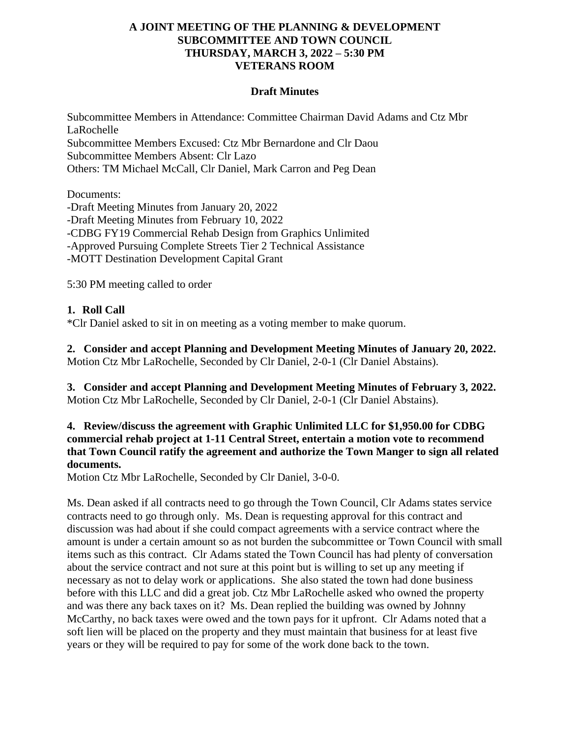**A JOINT MEETING OF THE PLANNING & DEVELOPMENT SUBCOMMITTEE AND TOWN COUNCIL**
**THURSDAY, MARCH 3, 2022 – 5:30 PM**
**VETERANS ROOM**

**Draft Minutes**

Subcommittee Members in Attendance: Committee Chairman David Adams and Ctz Mbr LaRochelle
Subcommittee Members Excused: Ctz Mbr Bernardone and Clr Daou
Subcommittee Members Absent: Clr Lazo
Others: TM Michael McCall, Clr Daniel, Mark Carron and Peg Dean

Documents:
-Draft Meeting Minutes from January 20, 2022
-Draft Meeting Minutes from February 10, 2022
-CDBG FY19 Commercial Rehab Design from Graphics Unlimited
-Approved Pursuing Complete Streets Tier 2 Technical Assistance
-MOTT Destination Development Capital Grant

5:30 PM meeting called to order

**1. Roll Call**
*Clr Daniel asked to sit in on meeting as a voting member to make quorum.

**2. Consider and accept Planning and Development Meeting Minutes of January 20, 2022.**
Motion Ctz Mbr LaRochelle, Seconded by Clr Daniel, 2-0-1 (Clr Daniel Abstains).

**3. Consider and accept Planning and Development Meeting Minutes of February 3, 2022.**
Motion Ctz Mbr LaRochelle, Seconded by Clr Daniel, 2-0-1 (Clr Daniel Abstains).

**4. Review/discuss the agreement with Graphic Unlimited LLC for $1,950.00 for CDBG commercial rehab project at 1-11 Central Street, entertain a motion vote to recommend that Town Council ratify the agreement and authorize the Town Manger to sign all related documents.**
Motion Ctz Mbr LaRochelle, Seconded by Clr Daniel, 3-0-0.

Ms. Dean asked if all contracts need to go through the Town Council, Clr Adams states service contracts need to go through only. Ms. Dean is requesting approval for this contract and discussion was had about if she could compact agreements with a service contract where the amount is under a certain amount so as not burden the subcommittee or Town Council with small items such as this contract. Clr Adams stated the Town Council has had plenty of conversation about the service contract and not sure at this point but is willing to set up any meeting if necessary as not to delay work or applications. She also stated the town had done business before with this LLC and did a great job. Ctz Mbr LaRochelle asked who owned the property and was there any back taxes on it? Ms. Dean replied the building was owned by Johnny McCarthy, no back taxes were owed and the town pays for it upfront. Clr Adams noted that a soft lien will be placed on the property and they must maintain that business for at least five years or they will be required to pay for some of the work done back to the town.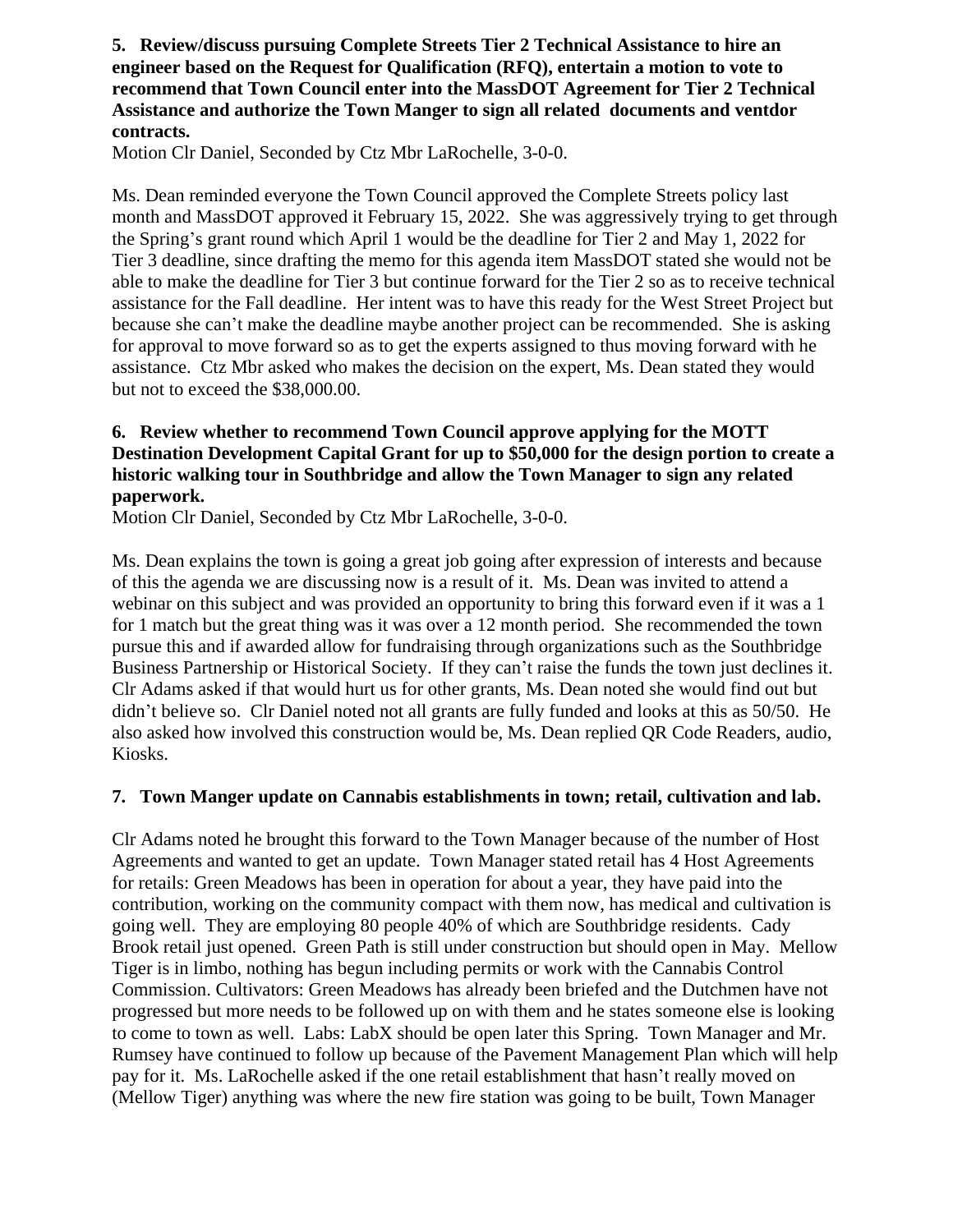**5. Review/discuss pursuing Complete Streets Tier 2 Technical Assistance to hire an engineer based on the Request for Qualification (RFQ), entertain a motion to vote to recommend that Town Council enter into the MassDOT Agreement for Tier 2 Technical Assistance and authorize the Town Manger to sign all related documents and ventdor contracts.**

Motion Clr Daniel, Seconded by Ctz Mbr LaRochelle, 3-0-0.

Ms. Dean reminded everyone the Town Council approved the Complete Streets policy last month and MassDOT approved it February 15, 2022. She was aggressively trying to get through the Spring's grant round which April 1 would be the deadline for Tier 2 and May 1, 2022 for Tier 3 deadline, since drafting the memo for this agenda item MassDOT stated she would not be able to make the deadline for Tier 3 but continue forward for the Tier 2 so as to receive technical assistance for the Fall deadline. Her intent was to have this ready for the West Street Project but because she can't make the deadline maybe another project can be recommended. She is asking for approval to move forward so as to get the experts assigned to thus moving forward with he assistance. Ctz Mbr asked who makes the decision on the expert, Ms. Dean stated they would but not to exceed the $38,000.00.

**6. Review whether to recommend Town Council approve applying for the MOTT Destination Development Capital Grant for up to $50,000 for the design portion to create a historic walking tour in Southbridge and allow the Town Manager to sign any related paperwork.**

Motion Clr Daniel, Seconded by Ctz Mbr LaRochelle, 3-0-0.

Ms. Dean explains the town is going a great job going after expression of interests and because of this the agenda we are discussing now is a result of it. Ms. Dean was invited to attend a webinar on this subject and was provided an opportunity to bring this forward even if it was a 1 for 1 match but the great thing was it was over a 12 month period. She recommended the town pursue this and if awarded allow for fundraising through organizations such as the Southbridge Business Partnership or Historical Society. If they can't raise the funds the town just declines it. Clr Adams asked if that would hurt us for other grants, Ms. Dean noted she would find out but didn't believe so. Clr Daniel noted not all grants are fully funded and looks at this as 50/50. He also asked how involved this construction would be, Ms. Dean replied QR Code Readers, audio, Kiosks.

**7. Town Manger update on Cannabis establishments in town; retail, cultivation and lab.**

Clr Adams noted he brought this forward to the Town Manager because of the number of Host Agreements and wanted to get an update. Town Manager stated retail has 4 Host Agreements for retails: Green Meadows has been in operation for about a year, they have paid into the contribution, working on the community compact with them now, has medical and cultivation is going well. They are employing 80 people 40% of which are Southbridge residents. Cady Brook retail just opened. Green Path is still under construction but should open in May. Mellow Tiger is in limbo, nothing has begun including permits or work with the Cannabis Control Commission. Cultivators: Green Meadows has already been briefed and the Dutchmen have not progressed but more needs to be followed up on with them and he states someone else is looking to come to town as well. Labs: LabX should be open later this Spring. Town Manager and Mr. Rumsey have continued to follow up because of the Pavement Management Plan which will help pay for it. Ms. LaRochelle asked if the one retail establishment that hasn't really moved on (Mellow Tiger) anything was where the new fire station was going to be built, Town Manager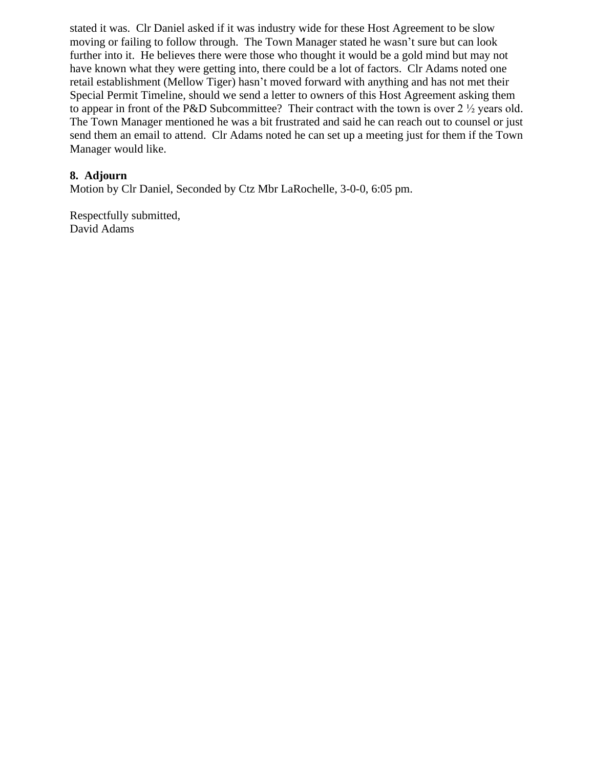stated it was. Clr Daniel asked if it was industry wide for these Host Agreement to be slow moving or failing to follow through. The Town Manager stated he wasn't sure but can look further into it. He believes there were those who thought it would be a gold mind but may not have known what they were getting into, there could be a lot of factors. Clr Adams noted one retail establishment (Mellow Tiger) hasn't moved forward with anything and has not met their Special Permit Timeline, should we send a letter to owners of this Host Agreement asking them to appear in front of the P&D Subcommittee? Their contract with the town is over 2 ½ years old. The Town Manager mentioned he was a bit frustrated and said he can reach out to counsel or just send them an email to attend. Clr Adams noted he can set up a meeting just for them if the Town Manager would like.

**8. Adjourn**

Motion by Clr Daniel, Seconded by Ctz Mbr LaRochelle, 3-0-0, 6:05 pm.

Respectfully submitted,
David Adams